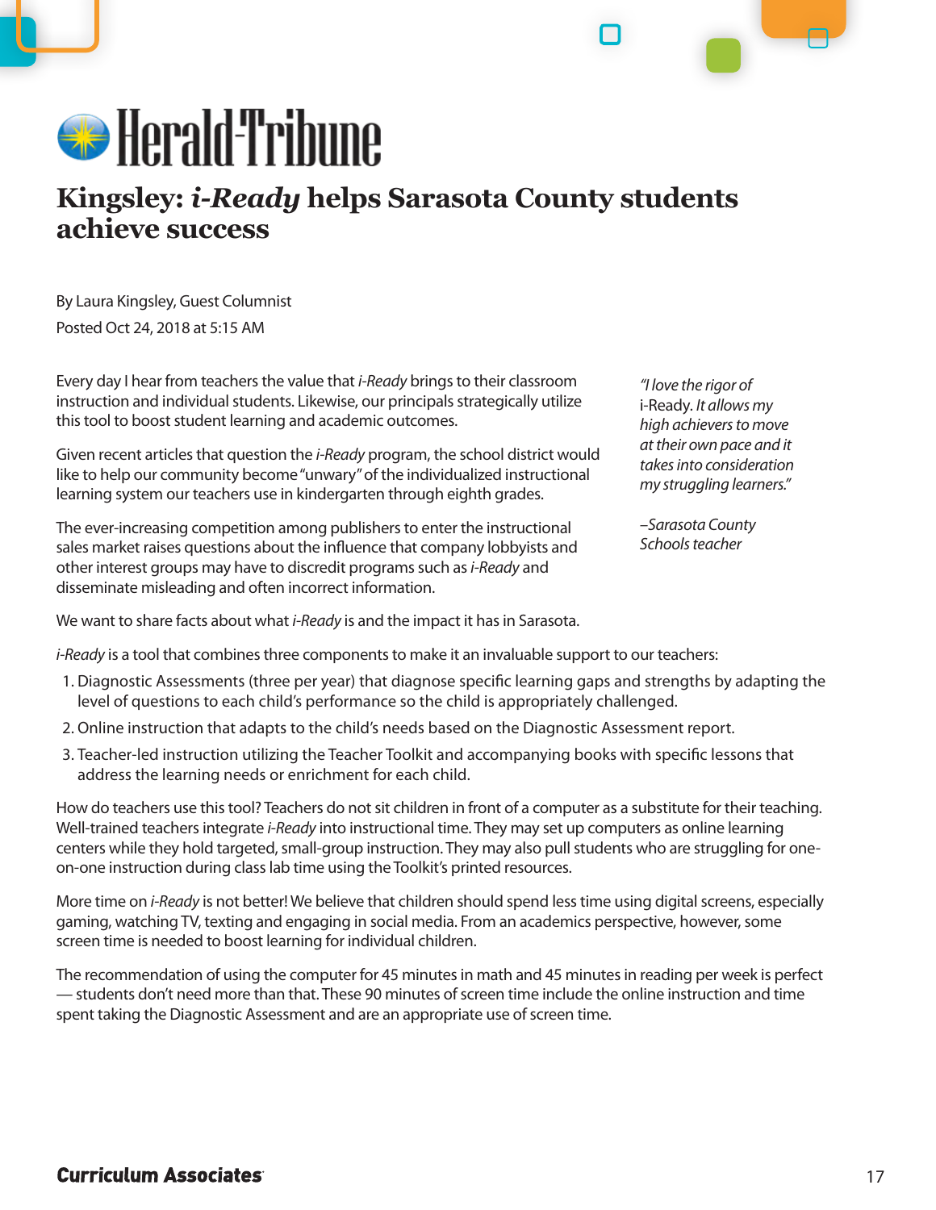Herald-Tribune

# Kingsley: *i-Ready* helps Sarasota County students achieve success

By Laura Kingsley, Guest Columnist

Posted Oct 24, 2018 at 5:15 AM

Every day I hear from teachers the value that *i-Ready* brings to their classroom instruction and individual students. Likewise, our principals strategically utilize this tool to boost student learning and academic outcomes.

Given recent articles that question the *i-Ready* program, the school district would like to help our community become "unwary" of the individualized instructional learning system our teachers use in kindergarten through eighth grades.

The ever-increasing competition among publishers to enter the instructional sales market raises questions about the influence that company lobbyists and other interest groups may have to discredit programs such as *i-Ready* and disseminate misleading and often incorrect information.

We want to share facts about what *i-Ready* is and the impact it has in Sarasota.

> *"I love the rigor of* i-Ready. *It allows my high achievers to move at their own pace and it takes into consideration my struggling learners."*
>
> *–Sarasota County Schools teacher*

*i-Ready* is a tool that combines three components to make it an invaluable support to our teachers:

1. Diagnostic Assessments (three per year) that diagnose specific learning gaps and strengths by adapting the level of questions to each child's performance so the child is appropriately challenged.
2. Online instruction that adapts to the child's needs based on the Diagnostic Assessment report.
3. Teacher-led instruction utilizing the Teacher Toolkit and accompanying books with specific lessons that address the learning needs or enrichment for each child.

How do teachers use this tool? Teachers do not sit children in front of a computer as a substitute for their teaching. Well-trained teachers integrate *i-Ready* into instructional time. They may set up computers as online learning centers while they hold targeted, small-group instruction. They may also pull students who are struggling for one-on-one instruction during class lab time using the Toolkit's printed resources.

More time on *i-Ready* is not better! We believe that children should spend less time using digital screens, especially gaming, watching TV, texting and engaging in social media. From an academics perspective, however, some screen time is needed to boost learning for individual children.

The recommendation of using the computer for 45 minutes in math and 45 minutes in reading per week is perfect — students don't need more than that. These 90 minutes of screen time include the online instruction and time spent taking the Diagnostic Assessment and are an appropriate use of screen time.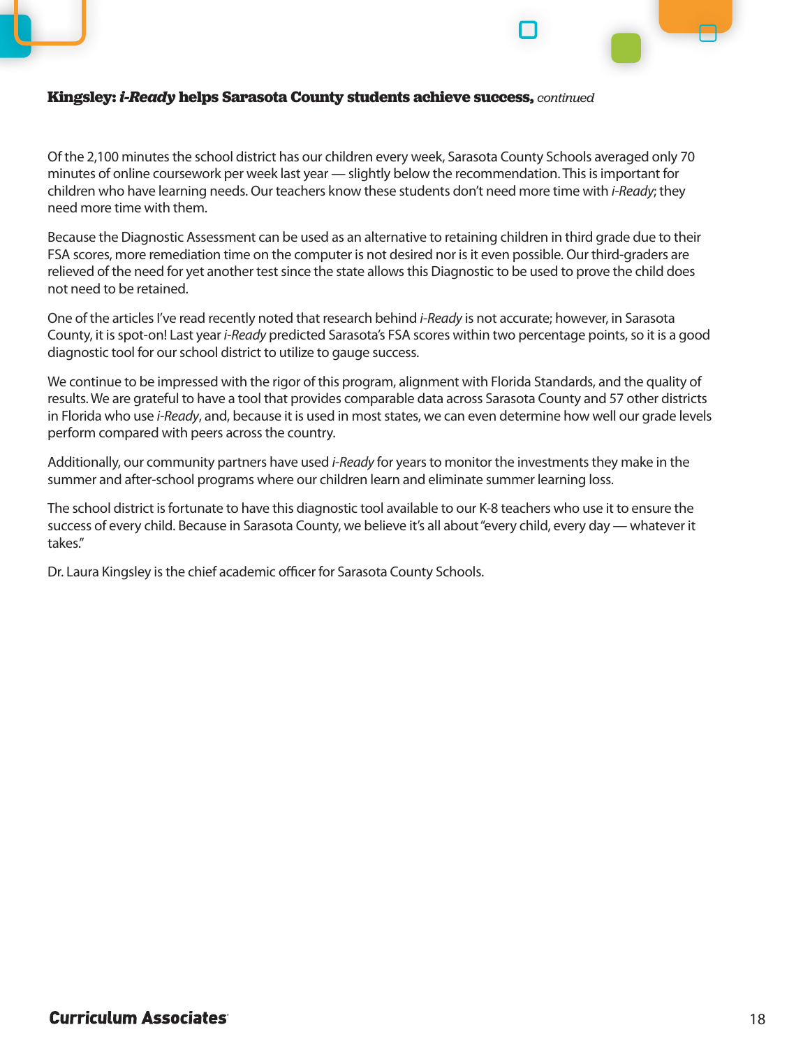**Kingsley: *i-Ready* helps Sarasota County students achieve success,** *continued*

Of the 2,100 minutes the school district has our children every week, Sarasota County Schools averaged only 70 minutes of online coursework per week last year — slightly below the recommendation. This is important for children who have learning needs. Our teachers know these students don't need more time with *i-Ready*; they need more time with them.

Because the Diagnostic Assessment can be used as an alternative to retaining children in third grade due to their FSA scores, more remediation time on the computer is not desired nor is it even possible. Our third-graders are relieved of the need for yet another test since the state allows this Diagnostic to be used to prove the child does not need to be retained.

One of the articles I've read recently noted that research behind *i-Ready* is not accurate; however, in Sarasota County, it is spot-on! Last year *i-Ready* predicted Sarasota's FSA scores within two percentage points, so it is a good diagnostic tool for our school district to utilize to gauge success.

We continue to be impressed with the rigor of this program, alignment with Florida Standards, and the quality of results. We are grateful to have a tool that provides comparable data across Sarasota County and 57 other districts in Florida who use *i-Ready*, and, because it is used in most states, we can even determine how well our grade levels perform compared with peers across the country.

Additionally, our community partners have used *i-Ready* for years to monitor the investments they make in the summer and after-school programs where our children learn and eliminate summer learning loss.

The school district is fortunate to have this diagnostic tool available to our K-8 teachers who use it to ensure the success of every child. Because in Sarasota County, we believe it's all about "every child, every day — whatever it takes."

Dr. Laura Kingsley is the chief academic officer for Sarasota County Schools.